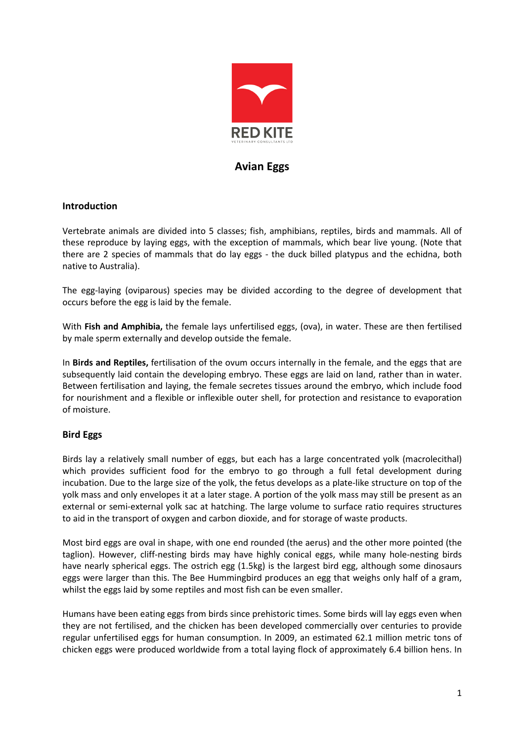RED KITE

VETERINARY CONSULTANTS LTD

# Avian Eggs

## Introduction

Vertebrate animals are divided into 5 classes; fish, amphibians, reptiles, birds and mammals. All of these reproduce by laying eggs, with the exception of mammals, which bear live young. (Note that there are 2 species of mammals that do lay eggs - the duck billed platypus and the echidna, both native to Australia).

The egg-laying (oviparous) species may be divided according to the degree of development that occurs before the egg is laid by the female.

With **Fish and Amphibia,** the female lays unfertilised eggs, (ova), in water. These are then fertilised by male sperm externally and develop outside the female.

In **Birds and Reptiles,** fertilisation of the ovum occurs internally in the female, and the eggs that are subsequently laid contain the developing embryo. These eggs are laid on land, rather than in water. Between fertilisation and laying, the female secretes tissues around the embryo, which include food for nourishment and a flexible or inflexible outer shell, for protection and resistance to evaporation of moisture.

## Bird Eggs

Birds lay a relatively small number of eggs, but each has a large concentrated yolk (macrolecithal) which provides sufficient food for the embryo to go through a full fetal development during incubation. Due to the large size of the yolk, the fetus develops as a plate-like structure on top of the yolk mass and only envelopes it at a later stage. A portion of the yolk mass may still be present as an external or semi-external yolk sac at hatching. The large volume to surface ratio requires structures to aid in the transport of oxygen and carbon dioxide, and for storage of waste products.

Most bird eggs are oval in shape, with one end rounded (the aerus) and the other more pointed (the taglion). However, cliff-nesting birds may have highly conical eggs, while many hole-nesting birds have nearly spherical eggs. The ostrich egg (1.5kg) is the largest bird egg, although some dinosaurs eggs were larger than this. The Bee Hummingbird produces an egg that weighs only half of a gram, whilst the eggs laid by some reptiles and most fish can be even smaller.

Humans have been eating eggs from birds since prehistoric times. Some birds will lay eggs even when they are not fertilised, and the chicken has been developed commercially over centuries to provide regular unfertilised eggs for human consumption. In 2009, an estimated 62.1 million metric tons of chicken eggs were produced worldwide from a total laying flock of approximately 6.4 billion hens. In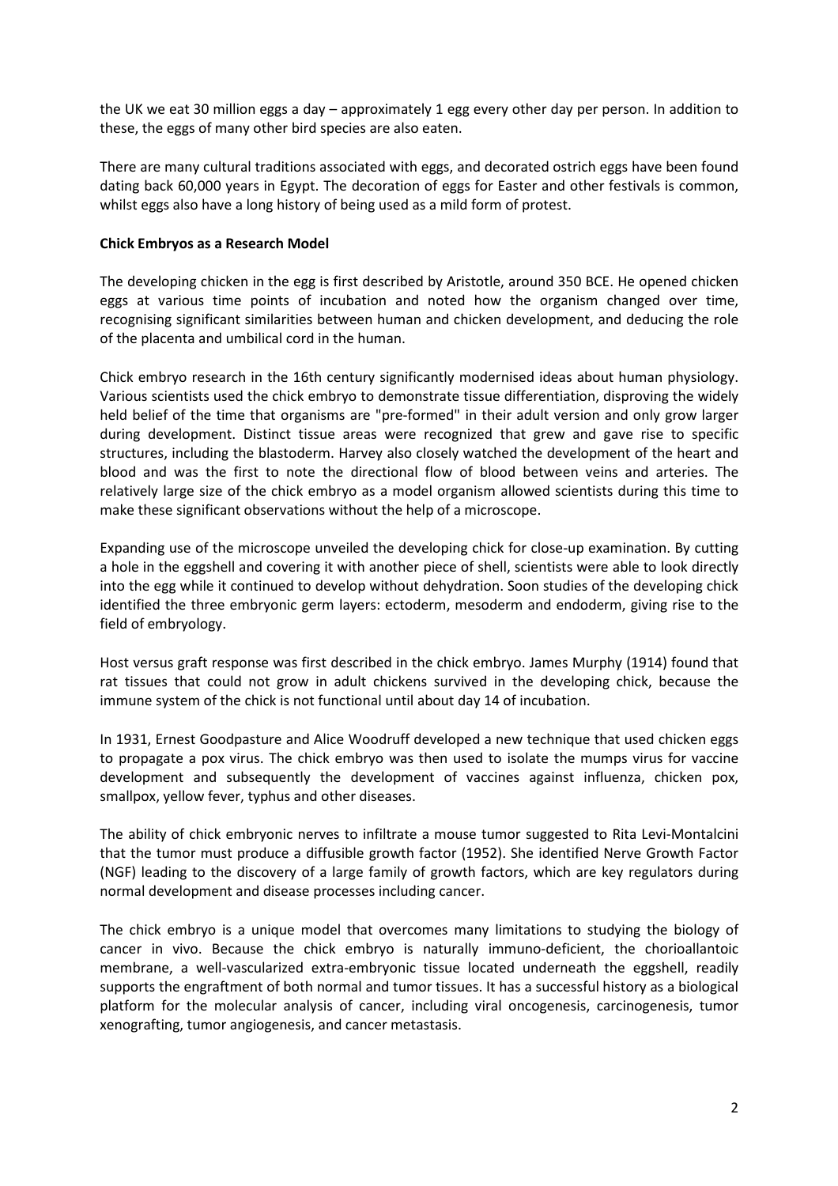the UK we eat 30 million eggs a day – approximately 1 egg every other day per person. In addition to these, the eggs of many other bird species are also eaten.

There are many cultural traditions associated with eggs, and decorated ostrich eggs have been found dating back 60,000 years in Egypt. The decoration of eggs for Easter and other festivals is common, whilst eggs also have a long history of being used as a mild form of protest.

**Chick Embryos as a Research Model**

The developing chicken in the egg is first described by Aristotle, around 350 BCE. He opened chicken eggs at various time points of incubation and noted how the organism changed over time, recognising significant similarities between human and chicken development, and deducing the role of the placenta and umbilical cord in the human.

Chick embryo research in the 16th century significantly modernised ideas about human physiology. Various scientists used the chick embryo to demonstrate tissue differentiation, disproving the widely held belief of the time that organisms are "pre-formed" in their adult version and only grow larger during development. Distinct tissue areas were recognized that grew and gave rise to specific structures, including the blastoderm. Harvey also closely watched the development of the heart and blood and was the first to note the directional flow of blood between veins and arteries. The relatively large size of the chick embryo as a model organism allowed scientists during this time to make these significant observations without the help of a microscope.

Expanding use of the microscope unveiled the developing chick for close-up examination. By cutting a hole in the eggshell and covering it with another piece of shell, scientists were able to look directly into the egg while it continued to develop without dehydration. Soon studies of the developing chick identified the three embryonic germ layers: ectoderm, mesoderm and endoderm, giving rise to the field of embryology.

Host versus graft response was first described in the chick embryo. James Murphy (1914) found that rat tissues that could not grow in adult chickens survived in the developing chick, because the immune system of the chick is not functional until about day 14 of incubation.

In 1931, Ernest Goodpasture and Alice Woodruff developed a new technique that used chicken eggs to propagate a pox virus. The chick embryo was then used to isolate the mumps virus for vaccine development and subsequently the development of vaccines against influenza, chicken pox, smallpox, yellow fever, typhus and other diseases.

The ability of chick embryonic nerves to infiltrate a mouse tumor suggested to Rita Levi-Montalcini that the tumor must produce a diffusible growth factor (1952). She identified Nerve Growth Factor (NGF) leading to the discovery of a large family of growth factors, which are key regulators during normal development and disease processes including cancer.

The chick embryo is a unique model that overcomes many limitations to studying the biology of cancer in vivo. Because the chick embryo is naturally immuno-deficient, the chorioallantoic membrane, a well-vascularized extra-embryonic tissue located underneath the eggshell, readily supports the engraftment of both normal and tumor tissues. It has a successful history as a biological platform for the molecular analysis of cancer, including viral oncogenesis, carcinogenesis, tumor xenografting, tumor angiogenesis, and cancer metastasis.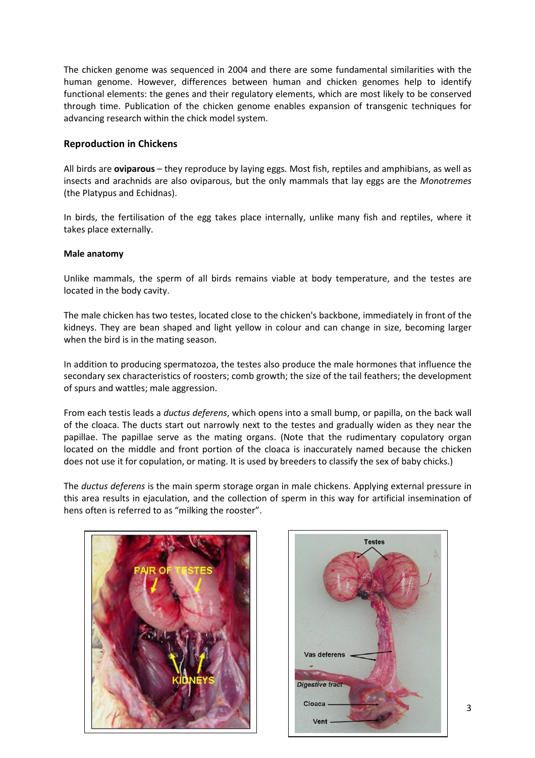The chicken genome was sequenced in 2004 and there are some fundamental similarities with the human genome. However, differences between human and chicken genomes help to identify functional elements: the genes and their regulatory elements, which are most likely to be conserved through time. Publication of the chicken genome enables expansion of transgenic techniques for advancing research within the chick model system.

## Reproduction in Chickens

All birds are **oviparous** – they reproduce by laying eggs. Most fish, reptiles and amphibians, as well as insects and arachnids are also oviparous, but the only mammals that lay eggs are the *Monotremes* (the Platypus and Echidnas).

In birds, the fertilisation of the egg takes place internally, unlike many fish and reptiles, where it takes place externally.

### Male anatomy

Unlike mammals, the sperm of all birds remains viable at body temperature, and the testes are located in the body cavity.

The male chicken has two testes, located close to the chicken's backbone, immediately in front of the kidneys. They are bean shaped and light yellow in colour and can change in size, becoming larger when the bird is in the mating season.

In addition to producing spermatozoa, the testes also produce the male hormones that influence the secondary sex characteristics of roosters; comb growth; the size of the tail feathers; the development of spurs and wattles; male aggression.

From each testis leads a *ductus deferens*, which opens into a small bump, or papilla, on the back wall of the cloaca. The ducts start out narrowly next to the testes and gradually widen as they near the papillae. The papillae serve as the mating organs. (Note that the rudimentary copulatory organ located on the middle and front portion of the cloaca is inaccurately named because the chicken does not use it for copulation, or mating. It is used by breeders to classify the sex of baby chicks.)

The *ductus deferens* is the main sperm storage organ in male chickens. Applying external pressure in this area results in ejaculation, and the collection of sperm in this way for artificial insemination of hens often is referred to as "milking the rooster".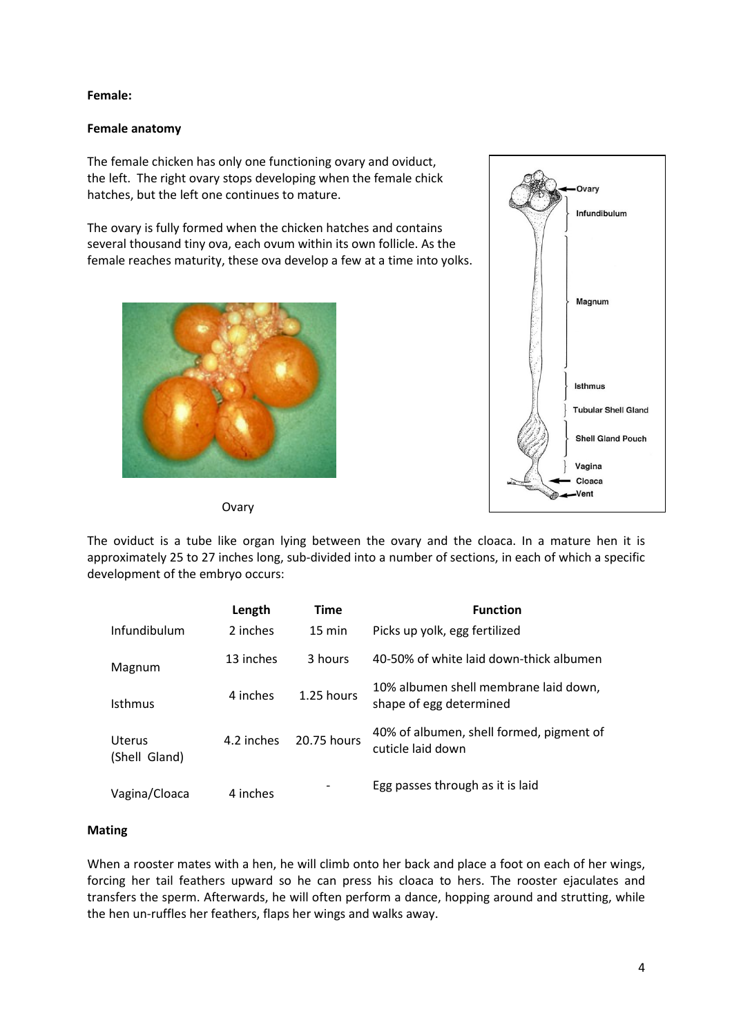**Female:**

**Female anatomy**

The female chicken has only one functioning ovary and oviduct, the left. The right ovary stops developing when the female chick hatches, but the left one continues to mature.

The ovary is fully formed when the chicken hatches and contains several thousand tiny ova, each ovum within its own follicle. As the female reaches maturity, these ova develop a few at a time into yolks.

Ovary

The oviduct is a tube like organ lying between the ovary and the cloaca. In a mature hen it is approximately 25 to 27 inches long, sub-divided into a number of sections, in each of which a specific development of the embryo occurs:

| | Length | Time | Function |
|---|---|---|---|
| Infundibulum | 2 inches | 15 min | Picks up yolk, egg fertilized |
| Magnum | 13 inches | 3 hours | 40-50% of white laid down-thick albumen |
| Isthmus | 4 inches | 1.25 hours | 10% albumen shell membrane laid down, shape of egg determined |
| Uterus (Shell Gland) | 4.2 inches | 20.75 hours | 40% of albumen, shell formed, pigment of cuticle laid down |
| Vagina/Cloaca | 4 inches | - | Egg passes through as it is laid |

**Mating**

When a rooster mates with a hen, he will climb onto her back and place a foot on each of her wings, forcing her tail feathers upward so he can press his cloaca to hers. The rooster ejaculates and transfers the sperm. Afterwards, he will often perform a dance, hopping around and strutting, while the hen un-ruffles her feathers, flaps her wings and walks away.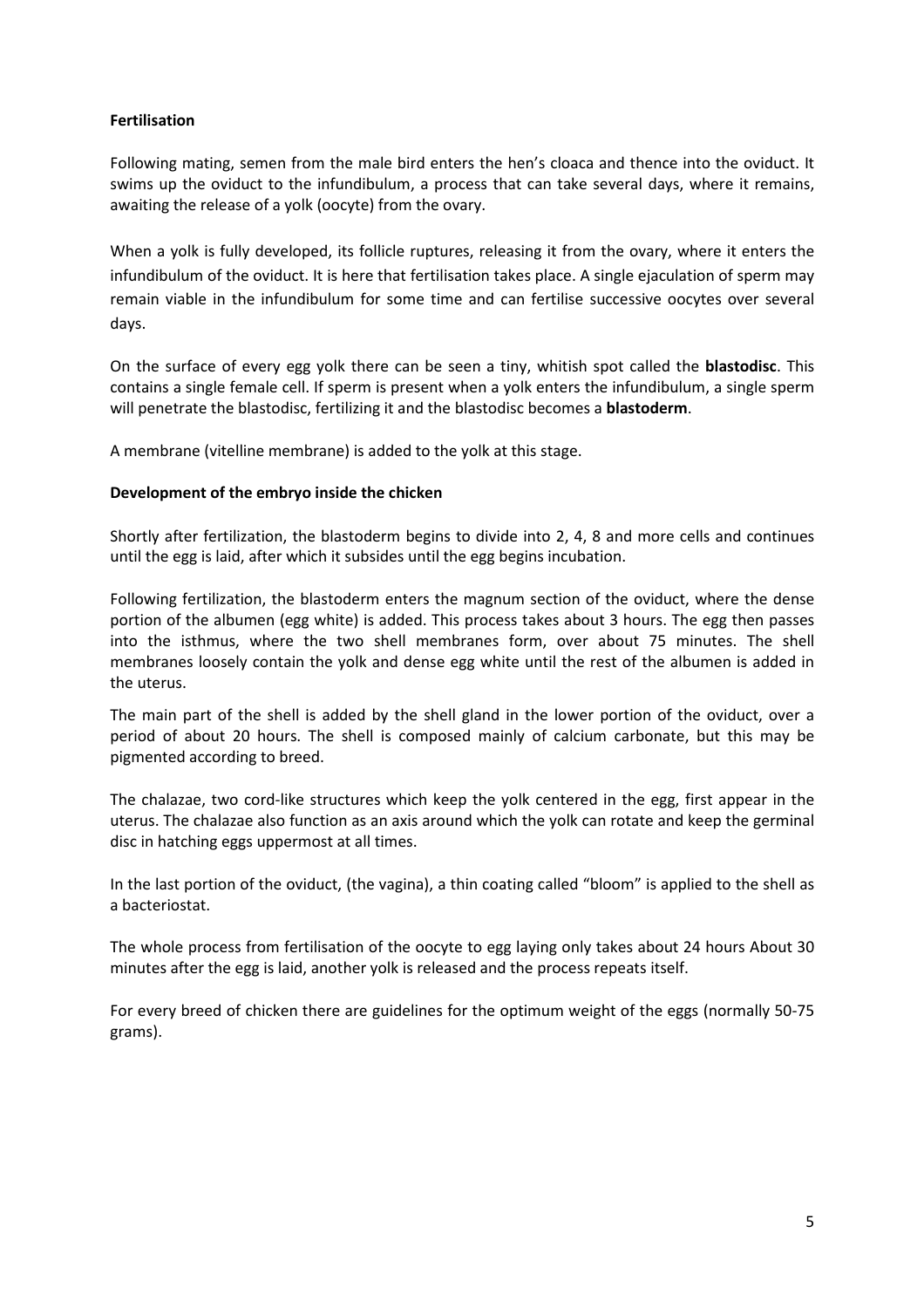**Fertilisation**

Following mating, semen from the male bird enters the hen's cloaca and thence into the oviduct. It swims up the oviduct to the infundibulum, a process that can take several days, where it remains, awaiting the release of a yolk (oocyte) from the ovary.

When a yolk is fully developed, its follicle ruptures, releasing it from the ovary, where it enters the infundibulum of the oviduct. It is here that fertilisation takes place. A single ejaculation of sperm may remain viable in the infundibulum for some time and can fertilise successive oocytes over several days.

On the surface of every egg yolk there can be seen a tiny, whitish spot called the **blastodisc**. This contains a single female cell. If sperm is present when a yolk enters the infundibulum, a single sperm will penetrate the blastodisc, fertilizing it and the blastodisc becomes a **blastoderm**.

A membrane (vitelline membrane) is added to the yolk at this stage.

**Development of the embryo inside the chicken**

Shortly after fertilization, the blastoderm begins to divide into 2, 4, 8 and more cells and continues until the egg is laid, after which it subsides until the egg begins incubation.

Following fertilization, the blastoderm enters the magnum section of the oviduct, where the dense portion of the albumen (egg white) is added. This process takes about 3 hours. The egg then passes into the isthmus, where the two shell membranes form, over about 75 minutes. The shell membranes loosely contain the yolk and dense egg white until the rest of the albumen is added in the uterus.

The main part of the shell is added by the shell gland in the lower portion of the oviduct, over a period of about 20 hours. The shell is composed mainly of calcium carbonate, but this may be pigmented according to breed.

The chalazae, two cord-like structures which keep the yolk centered in the egg, first appear in the uterus. The chalazae also function as an axis around which the yolk can rotate and keep the germinal disc in hatching eggs uppermost at all times.

In the last portion of the oviduct, (the vagina), a thin coating called "bloom" is applied to the shell as a bacteriostat.

The whole process from fertilisation of the oocyte to egg laying only takes about 24 hours About 30 minutes after the egg is laid, another yolk is released and the process repeats itself.

For every breed of chicken there are guidelines for the optimum weight of the eggs (normally 50-75 grams).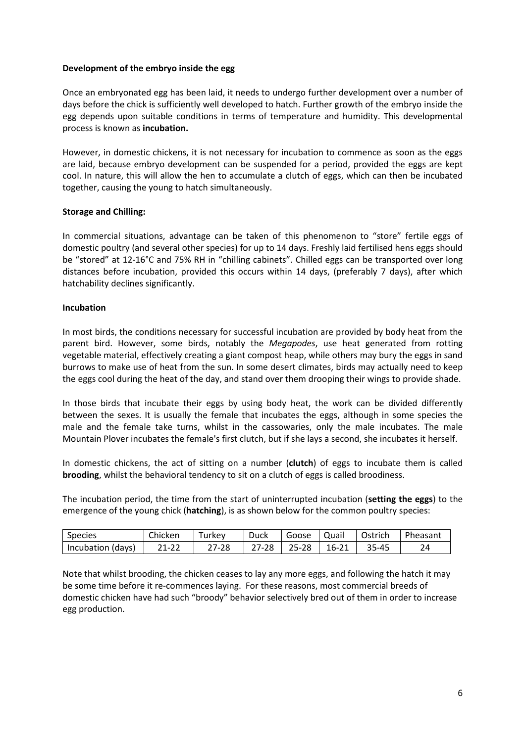**Development of the embryo inside the egg**

Once an embryonated egg has been laid, it needs to undergo further development over a number of days before the chick is sufficiently well developed to hatch. Further growth of the embryo inside the egg depends upon suitable conditions in terms of temperature and humidity. This developmental process is known as **incubation.**

However, in domestic chickens, it is not necessary for incubation to commence as soon as the eggs are laid, because embryo development can be suspended for a period, provided the eggs are kept cool. In nature, this will allow the hen to accumulate a clutch of eggs, which can then be incubated together, causing the young to hatch simultaneously.

**Storage and Chilling:**

In commercial situations, advantage can be taken of this phenomenon to "store" fertile eggs of domestic poultry (and several other species) for up to 14 days. Freshly laid fertilised hens eggs should be "stored" at 12-16°C and 75% RH in "chilling cabinets". Chilled eggs can be transported over long distances before incubation, provided this occurs within 14 days, (preferably 7 days), after which hatchability declines significantly.

**Incubation**

In most birds, the conditions necessary for successful incubation are provided by body heat from the parent bird. However, some birds, notably the *Megapodes*, use heat generated from rotting vegetable material, effectively creating a giant compost heap, while others may bury the eggs in sand burrows to make use of heat from the sun. In some desert climates, birds may actually need to keep the eggs cool during the heat of the day, and stand over them drooping their wings to provide shade.

In those birds that incubate their eggs by using body heat, the work can be divided differently between the sexes. It is usually the female that incubates the eggs, although in some species the male and the female take turns, whilst in the cassowaries, only the male incubates. The male Mountain Plover incubates the female's first clutch, but if she lays a second, she incubates it herself.

In domestic chickens, the act of sitting on a number (**clutch**) of eggs to incubate them is called **brooding**, whilst the behavioral tendency to sit on a clutch of eggs is called broodiness.

The incubation period, the time from the start of uninterrupted incubation (**setting the eggs**) to the emergence of the young chick (**hatching**), is as shown below for the common poultry species:

| Species | Chicken | Turkey | Duck | Goose | Quail | Ostrich | Pheasant |
|---|---|---|---|---|---|---|---|
| Incubation (days) | 21-22 | 27-28 | 27-28 | 25-28 | 16-21 | 35-45 | 24 |

Note that whilst brooding, the chicken ceases to lay any more eggs, and following the hatch it may be some time before it re-commences laying. For these reasons, most commercial breeds of domestic chicken have had such "broody" behavior selectively bred out of them in order to increase egg production.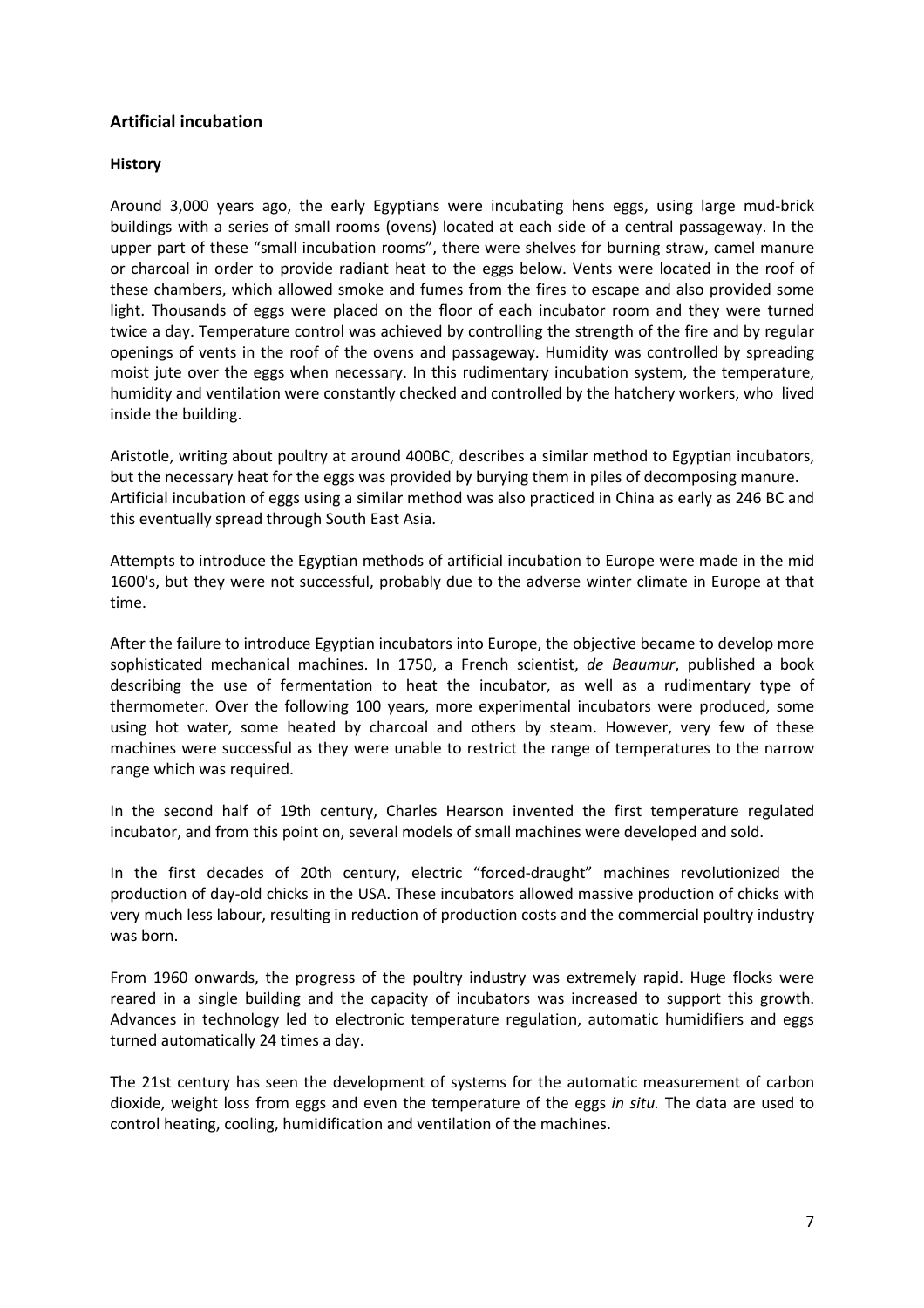## Artificial incubation

### History

Around 3,000 years ago, the early Egyptians were incubating hens eggs, using large mud-brick buildings with a series of small rooms (ovens) located at each side of a central passageway. In the upper part of these “small incubation rooms”, there were shelves for burning straw, camel manure or charcoal in order to provide radiant heat to the eggs below. Vents were located in the roof of these chambers, which allowed smoke and fumes from the fires to escape and also provided some light. Thousands of eggs were placed on the floor of each incubator room and they were turned twice a day. Temperature control was achieved by controlling the strength of the fire and by regular openings of vents in the roof of the ovens and passageway. Humidity was controlled by spreading moist jute over the eggs when necessary. In this rudimentary incubation system, the temperature, humidity and ventilation were constantly checked and controlled by the hatchery workers, who lived inside the building.

Aristotle, writing about poultry at around 400BC, describes a similar method to Egyptian incubators, but the necessary heat for the eggs was provided by burying them in piles of decomposing manure. Artificial incubation of eggs using a similar method was also practiced in China as early as 246 BC and this eventually spread through South East Asia.

Attempts to introduce the Egyptian methods of artificial incubation to Europe were made in the mid 1600's, but they were not successful, probably due to the adverse winter climate in Europe at that time.

After the failure to introduce Egyptian incubators into Europe, the objective became to develop more sophisticated mechanical machines. In 1750, a French scientist, *de Beaumur*, published a book describing the use of fermentation to heat the incubator, as well as a rudimentary type of thermometer. Over the following 100 years, more experimental incubators were produced, some using hot water, some heated by charcoal and others by steam. However, very few of these machines were successful as they were unable to restrict the range of temperatures to the narrow range which was required.

In the second half of 19th century, Charles Hearson invented the first temperature regulated incubator, and from this point on, several models of small machines were developed and sold.

In the first decades of 20th century, electric “forced-draught” machines revolutionized the production of day-old chicks in the USA. These incubators allowed massive production of chicks with very much less labour, resulting in reduction of production costs and the commercial poultry industry was born.

From 1960 onwards, the progress of the poultry industry was extremely rapid. Huge flocks were reared in a single building and the capacity of incubators was increased to support this growth. Advances in technology led to electronic temperature regulation, automatic humidifiers and eggs turned automatically 24 times a day.

The 21st century has seen the development of systems for the automatic measurement of carbon dioxide, weight loss from eggs and even the temperature of the eggs *in situ.* The data are used to control heating, cooling, humidification and ventilation of the machines.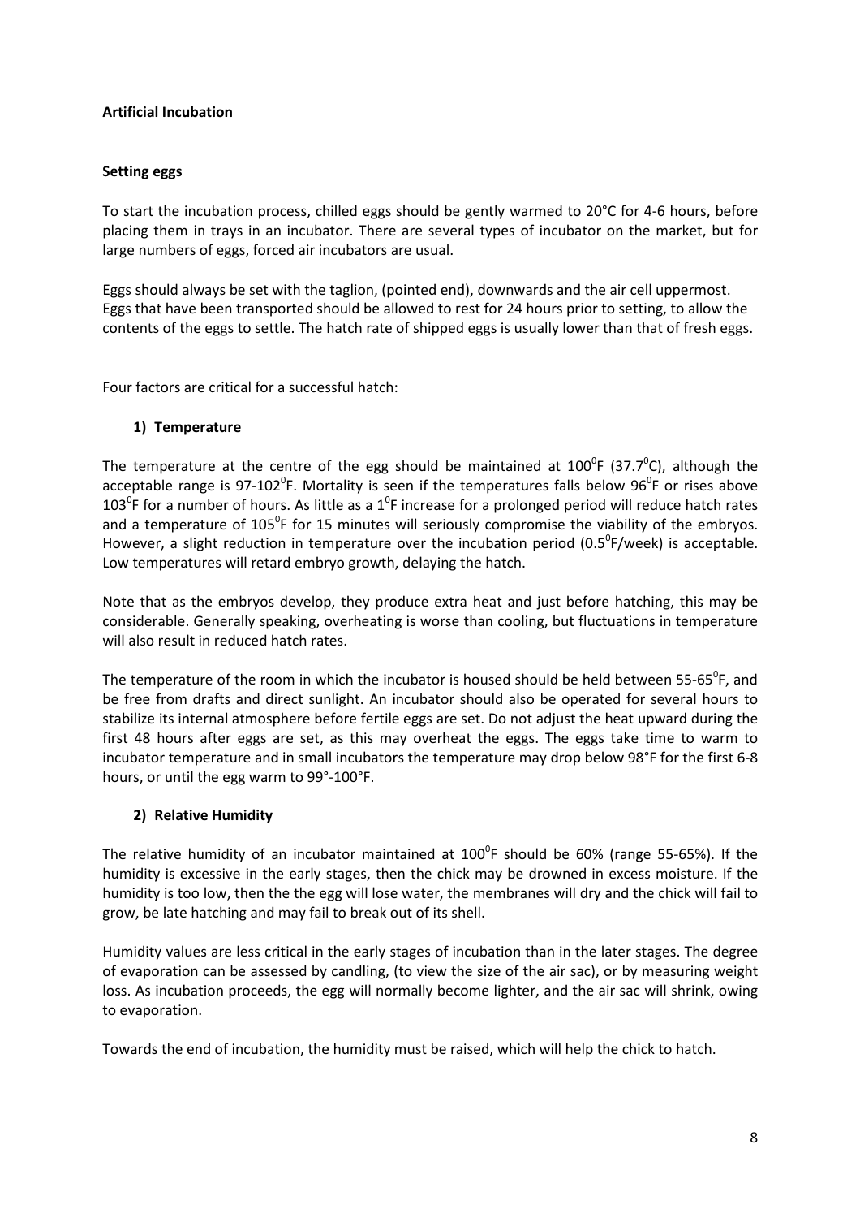**Artificial Incubation**

**Setting eggs**

To start the incubation process, chilled eggs should be gently warmed to 20°C for 4-6 hours, before placing them in trays in an incubator. There are several types of incubator on the market, but for large numbers of eggs, forced air incubators are usual.

Eggs should always be set with the taglion, (pointed end), downwards and the air cell uppermost. Eggs that have been transported should be allowed to rest for 24 hours prior to setting, to allow the contents of the eggs to settle. The hatch rate of shipped eggs is usually lower than that of fresh eggs.

Four factors are critical for a successful hatch:

**1) Temperature**

The temperature at the centre of the egg should be maintained at 100$^0$F (37.7$^0$C), although the acceptable range is 97-102$^0$F. Mortality is seen if the temperatures falls below 96$^0$F or rises above 103$^0$F for a number of hours. As little as a 1$^0$F increase for a prolonged period will reduce hatch rates and a temperature of 105$^0$F for 15 minutes will seriously compromise the viability of the embryos. However, a slight reduction in temperature over the incubation period (0.5$^0$F/week) is acceptable. Low temperatures will retard embryo growth, delaying the hatch.

Note that as the embryos develop, they produce extra heat and just before hatching, this may be considerable. Generally speaking, overheating is worse than cooling, but fluctuations in temperature will also result in reduced hatch rates.

The temperature of the room in which the incubator is housed should be held between 55-65$^0$F, and be free from drafts and direct sunlight. An incubator should also be operated for several hours to stabilize its internal atmosphere before fertile eggs are set. Do not adjust the heat upward during the first 48 hours after eggs are set, as this may overheat the eggs. The eggs take time to warm to incubator temperature and in small incubators the temperature may drop below 98°F for the first 6-8 hours, or until the egg warm to 99°-100°F.

**2) Relative Humidity**

The relative humidity of an incubator maintained at 100$^0$F should be 60% (range 55-65%). If the humidity is excessive in the early stages, then the chick may be drowned in excess moisture. If the humidity is too low, then the the egg will lose water, the membranes will dry and the chick will fail to grow, be late hatching and may fail to break out of its shell.

Humidity values are less critical in the early stages of incubation than in the later stages. The degree of evaporation can be assessed by candling, (to view the size of the air sac), or by measuring weight loss. As incubation proceeds, the egg will normally become lighter, and the air sac will shrink, owing to evaporation.

Towards the end of incubation, the humidity must be raised, which will help the chick to hatch.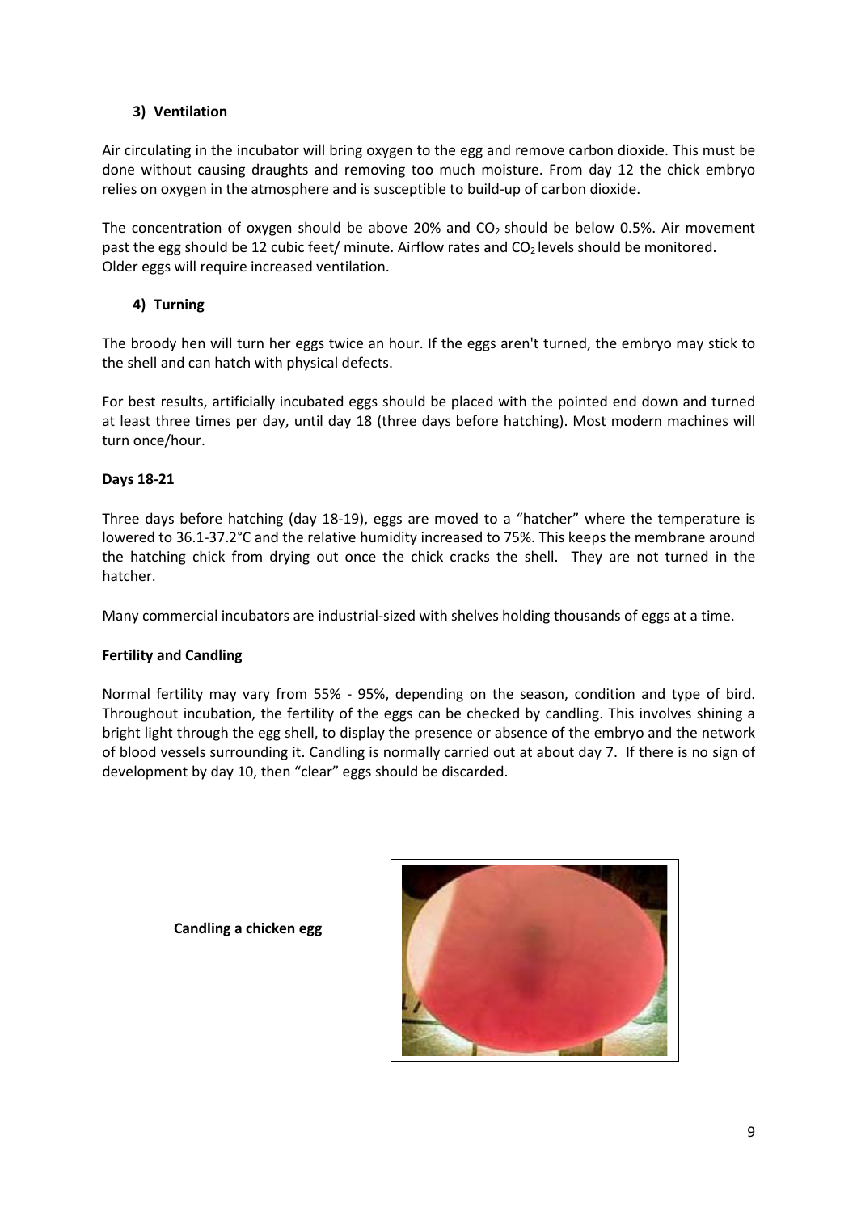### 3) Ventilation

Air circulating in the incubator will bring oxygen to the egg and remove carbon dioxide. This must be done without causing draughts and removing too much moisture. From day 12 the chick embryo relies on oxygen in the atmosphere and is susceptible to build-up of carbon dioxide.

The concentration of oxygen should be above 20% and $CO_2$ should be below 0.5%. Air movement past the egg should be 12 cubic feet/ minute. Airflow rates and $CO_2$ levels should be monitored. Older eggs will require increased ventilation.

### 4) Turning

The broody hen will turn her eggs twice an hour. If the eggs aren't turned, the embryo may stick to the shell and can hatch with physical defects.

For best results, artificially incubated eggs should be placed with the pointed end down and turned at least three times per day, until day 18 (three days before hatching). Most modern machines will turn once/hour.

**Days 18-21**

Three days before hatching (day 18-19), eggs are moved to a "hatcher" where the temperature is lowered to 36.1-37.2°C and the relative humidity increased to 75%. This keeps the membrane around the hatching chick from drying out once the chick cracks the shell. They are not turned in the hatcher.

Many commercial incubators are industrial-sized with shelves holding thousands of eggs at a time.

**Fertility and Candling**

Normal fertility may vary from 55% - 95%, depending on the season, condition and type of bird. Throughout incubation, the fertility of the eggs can be checked by candling. This involves shining a bright light through the egg shell, to display the presence or absence of the embryo and the network of blood vessels surrounding it. Candling is normally carried out at about day 7. If there is no sign of development by day 10, then "clear" eggs should be discarded.

**Candling a chicken egg**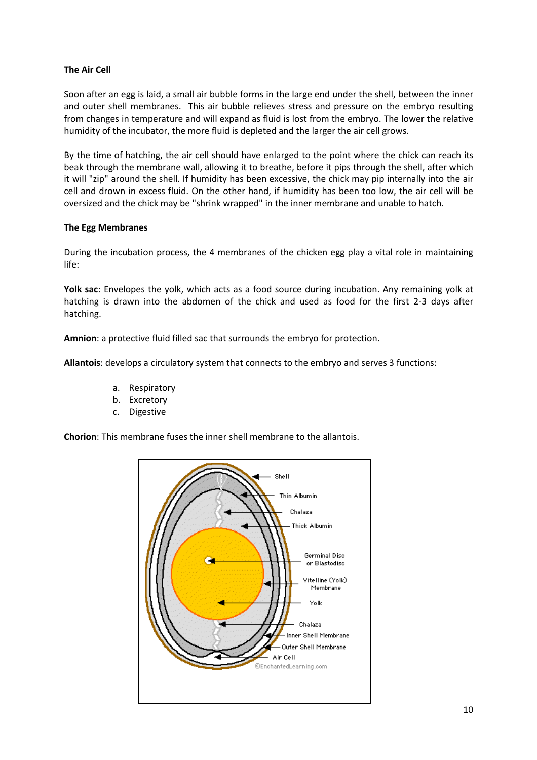**The Air Cell**

Soon after an egg is laid, a small air bubble forms in the large end under the shell, between the inner and outer shell membranes. This air bubble relieves stress and pressure on the embryo resulting from changes in temperature and will expand as fluid is lost from the embryo. The lower the relative humidity of the incubator, the more fluid is depleted and the larger the air cell grows.

By the time of hatching, the air cell should have enlarged to the point where the chick can reach its beak through the membrane wall, allowing it to breathe, before it pips through the shell, after which it will "zip" around the shell. If humidity has been excessive, the chick may pip internally into the air cell and drown in excess fluid. On the other hand, if humidity has been too low, the air cell will be oversized and the chick may be "shrink wrapped" in the inner membrane and unable to hatch.

**The Egg Membranes**

During the incubation process, the 4 membranes of the chicken egg play a vital role in maintaining life:

**Yolk sac**: Envelopes the yolk, which acts as a food source during incubation. Any remaining yolk at hatching is drawn into the abdomen of the chick and used as food for the first 2-3 days after hatching.

**Amnion**: a protective fluid filled sac that surrounds the embryo for protection.

**Allantois**: develops a circulatory system that connects to the embryo and serves 3 functions:

a. Respiratory
b. Excretory
c. Digestive

**Chorion**: This membrane fuses the inner shell membrane to the allantois.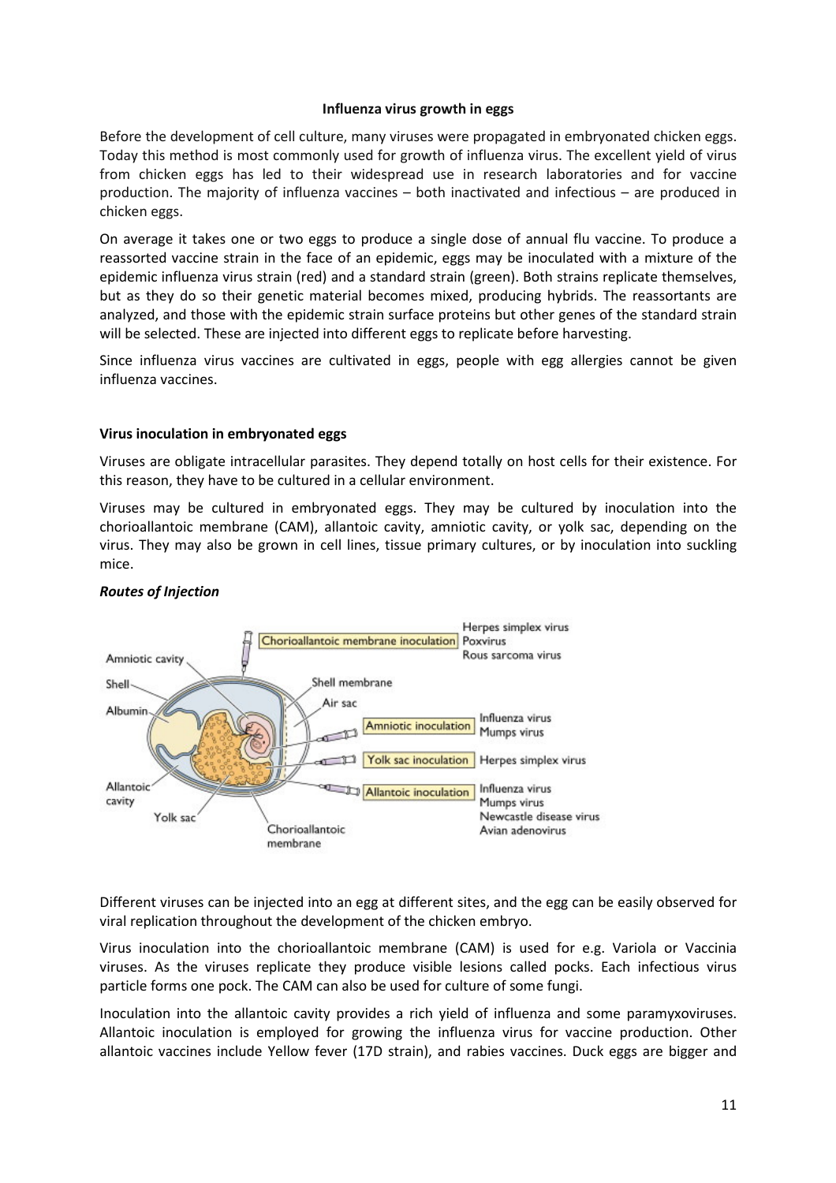**Influenza virus growth in eggs**

Before the development of cell culture, many viruses were propagated in embryonated chicken eggs. Today this method is most commonly used for growth of influenza virus. The excellent yield of virus from chicken eggs has led to their widespread use in research laboratories and for vaccine production. The majority of influenza vaccines – both inactivated and infectious – are produced in chicken eggs.

On average it takes one or two eggs to produce a single dose of annual flu vaccine. To produce a reassorted vaccine strain in the face of an epidemic, eggs may be inoculated with a mixture of the epidemic influenza virus strain (red) and a standard strain (green). Both strains replicate themselves, but as they do so their genetic material becomes mixed, producing hybrids. The reassortants are analyzed, and those with the epidemic strain surface proteins but other genes of the standard strain will be selected. These are injected into different eggs to replicate before harvesting.

Since influenza virus vaccines are cultivated in eggs, people with egg allergies cannot be given influenza vaccines.

**Virus inoculation in embryonated eggs**

Viruses are obligate intracellular parasites. They depend totally on host cells for their existence. For this reason, they have to be cultured in a cellular environment.

Viruses may be cultured in embryonated eggs. They may be cultured by inoculation into the chorioallantoic membrane (CAM), allantoic cavity, amniotic cavity, or yolk sac, depending on the virus. They may also be grown in cell lines, tissue primary cultures, or by inoculation into suckling mice.

***Routes of Injection***

Different viruses can be injected into an egg at different sites, and the egg can be easily observed for viral replication throughout the development of the chicken embryo.

Virus inoculation into the chorioallantoic membrane (CAM) is used for e.g. Variola or Vaccinia viruses. As the viruses replicate they produce visible lesions called pocks. Each infectious virus particle forms one pock. The CAM can also be used for culture of some fungi.

Inoculation into the allantoic cavity provides a rich yield of influenza and some paramyxoviruses. Allantoic inoculation is employed for growing the influenza virus for vaccine production. Other allantoic vaccines include Yellow fever (17D strain), and rabies vaccines. Duck eggs are bigger and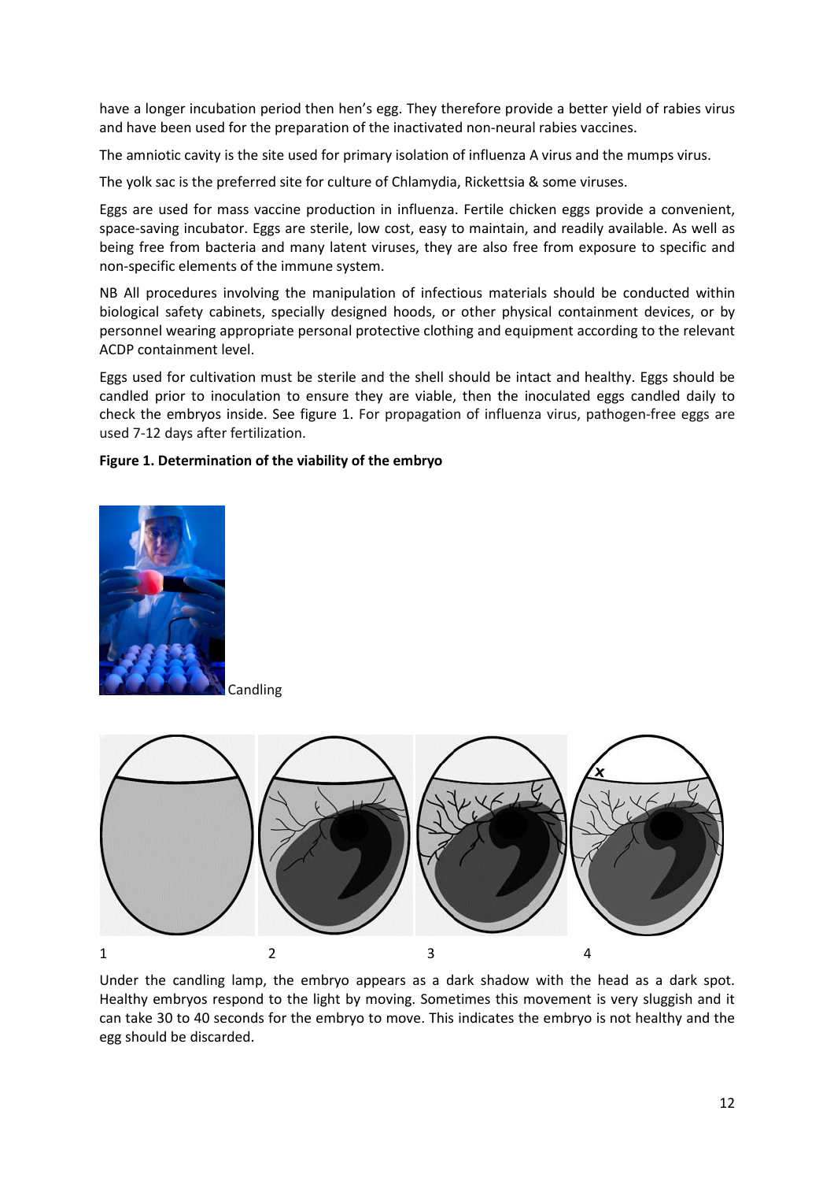have a longer incubation period then hen's egg. They therefore provide a better yield of rabies virus and have been used for the preparation of the inactivated non-neural rabies vaccines.

The amniotic cavity is the site used for primary isolation of influenza A virus and the mumps virus.

The yolk sac is the preferred site for culture of Chlamydia, Rickettsia & some viruses.

Eggs are used for mass vaccine production in influenza. Fertile chicken eggs provide a convenient, space-saving incubator. Eggs are sterile, low cost, easy to maintain, and readily available. As well as being free from bacteria and many latent viruses, they are also free from exposure to specific and non-specific elements of the immune system.

NB All procedures involving the manipulation of infectious materials should be conducted within biological safety cabinets, specially designed hoods, or other physical containment devices, or by personnel wearing appropriate personal protective clothing and equipment according to the relevant ACDP containment level.

Eggs used for cultivation must be sterile and the shell should be intact and healthy. Eggs should be candled prior to inoculation to ensure they are viable, then the inoculated eggs candled daily to check the embryos inside. See figure 1. For propagation of influenza virus, pathogen-free eggs are used 7-12 days after fertilization.

**Figure 1. Determination of the viability of the embryo**

Candling

1 2 3 4

Under the candling lamp, the embryo appears as a dark shadow with the head as a dark spot. Healthy embryos respond to the light by moving. Sometimes this movement is very sluggish and it can take 30 to 40 seconds for the embryo to move. This indicates the embryo is not healthy and the egg should be discarded.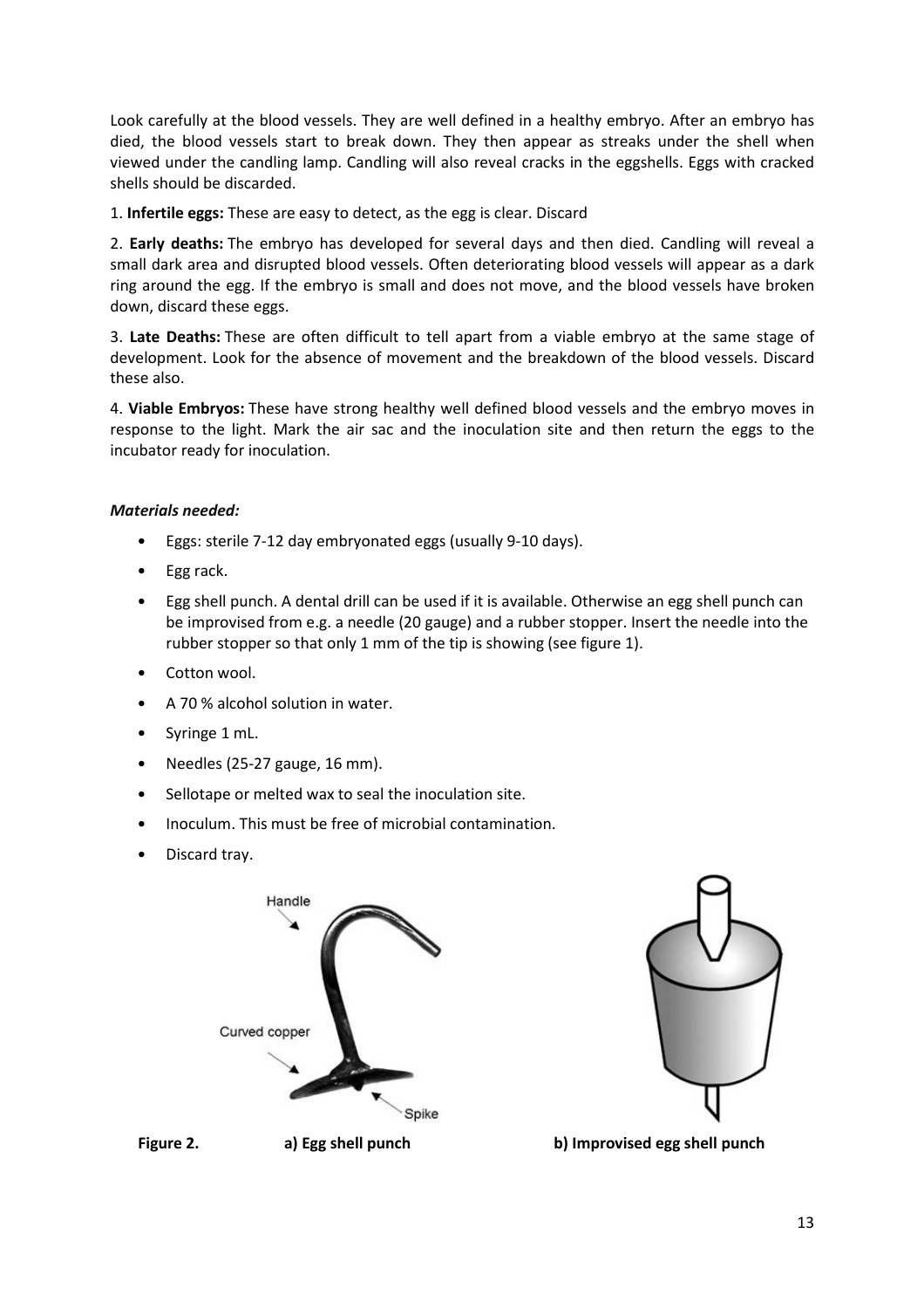Look carefully at the blood vessels. They are well defined in a healthy embryo. After an embryo has died, the blood vessels start to break down. They then appear as streaks under the shell when viewed under the candling lamp. Candling will also reveal cracks in the eggshells. Eggs with cracked shells should be discarded.

1. **Infertile eggs:** These are easy to detect, as the egg is clear. Discard

2. **Early deaths:** The embryo has developed for several days and then died. Candling will reveal a small dark area and disrupted blood vessels. Often deteriorating blood vessels will appear as a dark ring around the egg. If the embryo is small and does not move, and the blood vessels have broken down, discard these eggs.

3. **Late Deaths:** These are often difficult to tell apart from a viable embryo at the same stage of development. Look for the absence of movement and the breakdown of the blood vessels. Discard these also.

4. **Viable Embryos:** These have strong healthy well defined blood vessels and the embryo moves in response to the light. Mark the air sac and the inoculation site and then return the eggs to the incubator ready for inoculation.

***Materials needed:***

- Eggs: sterile 7-12 day embryonated eggs (usually 9-10 days).
- Egg rack.
- Egg shell punch. A dental drill can be used if it is available. Otherwise an egg shell punch can be improvised from e.g. a needle (20 gauge) and a rubber stopper. Insert the needle into the rubber stopper so that only 1 mm of the tip is showing (see figure 1).
- Cotton wool.
- A 70 % alcohol solution in water.
- Syringe 1 mL.
- Needles (25-27 gauge, 16 mm).
- Sellotape or melted wax to seal the inoculation site.
- Inoculum. This must be free of microbial contamination.
- Discard tray.

Handle

Curved copper

Spike

**Figure 2.** **a) Egg shell punch** **b) Improvised egg shell punch**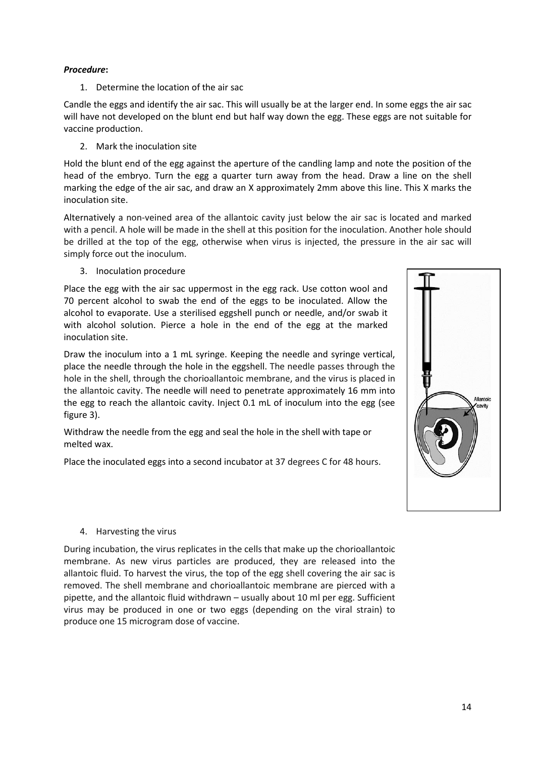***Procedure*:**

1. Determine the location of the air sac

Candle the eggs and identify the air sac. This will usually be at the larger end. In some eggs the air sac will have not developed on the blunt end but half way down the egg. These eggs are not suitable for vaccine production.

2. Mark the inoculation site

Hold the blunt end of the egg against the aperture of the candling lamp and note the position of the head of the embryo. Turn the egg a quarter turn away from the head. Draw a line on the shell marking the edge of the air sac, and draw an X approximately 2mm above this line. This X marks the inoculation site.

Alternatively a non-veined area of the allantoic cavity just below the air sac is located and marked with a pencil. A hole will be made in the shell at this position for the inoculation. Another hole should be drilled at the top of the egg, otherwise when virus is injected, the pressure in the air sac will simply force out the inoculum.

3. Inoculation procedure

Place the egg with the air sac uppermost in the egg rack. Use cotton wool and 70 percent alcohol to swab the end of the eggs to be inoculated. Allow the alcohol to evaporate. Use a sterilised eggshell punch or needle, and/or swab it with alcohol solution. Pierce a hole in the end of the egg at the marked inoculation site.

Draw the inoculum into a 1 mL syringe. Keeping the needle and syringe vertical, place the needle through the hole in the eggshell. The needle passes through the hole in the shell, through the chorioallantoic membrane, and the virus is placed in the allantoic cavity. The needle will need to penetrate approximately 16 mm into the egg to reach the allantoic cavity. Inject 0.1 mL of inoculum into the egg (see figure 3).

Withdraw the needle from the egg and seal the hole in the shell with tape or melted wax.

Place the inoculated eggs into a second incubator at 37 degrees C for 48 hours.

4. Harvesting the virus

During incubation, the virus replicates in the cells that make up the chorioallantoic membrane. As new virus particles are produced, they are released into the allantoic fluid. To harvest the virus, the top of the egg shell covering the air sac is removed. The shell membrane and chorioallantoic membrane are pierced with a pipette, and the allantoic fluid withdrawn – usually about 10 ml per egg. Sufficient virus may be produced in one or two eggs (depending on the viral strain) to produce one 15 microgram dose of vaccine.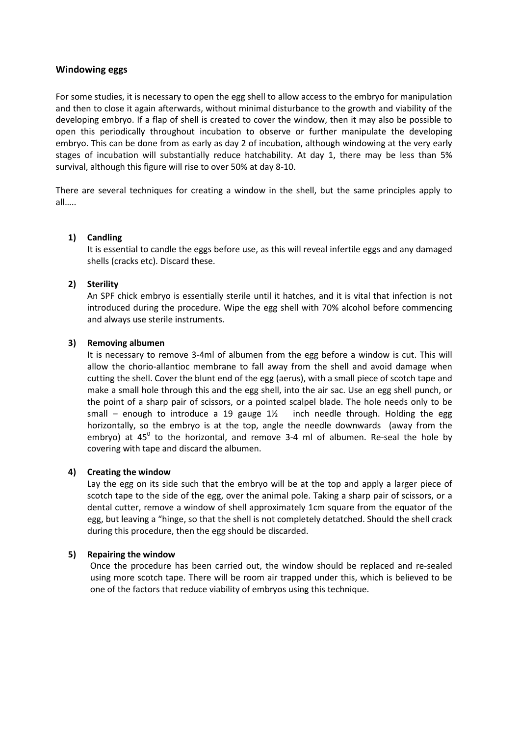## Windowing eggs

For some studies, it is necessary to open the egg shell to allow access to the embryo for manipulation and then to close it again afterwards, without minimal disturbance to the growth and viability of the developing embryo. If a flap of shell is created to cover the window, then it may also be possible to open this periodically throughout incubation to observe or further manipulate the developing embryo. This can be done from as early as day 2 of incubation, although windowing at the very early stages of incubation will substantially reduce hatchability. At day 1, there may be less than 5% survival, although this figure will rise to over 50% at day 8-10.

There are several techniques for creating a window in the shell, but the same principles apply to all…..

1) **Candling**
   It is essential to candle the eggs before use, as this will reveal infertile eggs and any damaged shells (cracks etc). Discard these.

2) **Sterility**
   An SPF chick embryo is essentially sterile until it hatches, and it is vital that infection is not introduced during the procedure. Wipe the egg shell with 70% alcohol before commencing and always use sterile instruments.

3) **Removing albumen**
   It is necessary to remove 3-4ml of albumen from the egg before a window is cut. This will allow the chorio-allantioc membrane to fall away from the shell and avoid damage when cutting the shell. Cover the blunt end of the egg (aerus), with a small piece of scotch tape and make a small hole through this and the egg shell, into the air sac. Use an egg shell punch, or the point of a sharp pair of scissors, or a pointed scalpel blade. The hole needs only to be small – enough to introduce a 19 gauge 1½ inch needle through. Holding the egg horizontally, so the embryo is at the top, angle the needle downwards (away from the embryo) at $45^0$ to the horizontal, and remove 3-4 ml of albumen. Re-seal the hole by covering with tape and discard the albumen.

4) **Creating the window**
   Lay the egg on its side such that the embryo will be at the top and apply a larger piece of scotch tape to the side of the egg, over the animal pole. Taking a sharp pair of scissors, or a dental cutter, remove a window of shell approximately 1cm square from the equator of the egg, but leaving a "hinge, so that the shell is not completely detatched. Should the shell crack during this procedure, then the egg should be discarded.

5) **Repairing the window**
   Once the procedure has been carried out, the window should be replaced and re-sealed using more scotch tape. There will be room air trapped under this, which is believed to be one of the factors that reduce viability of embryos using this technique.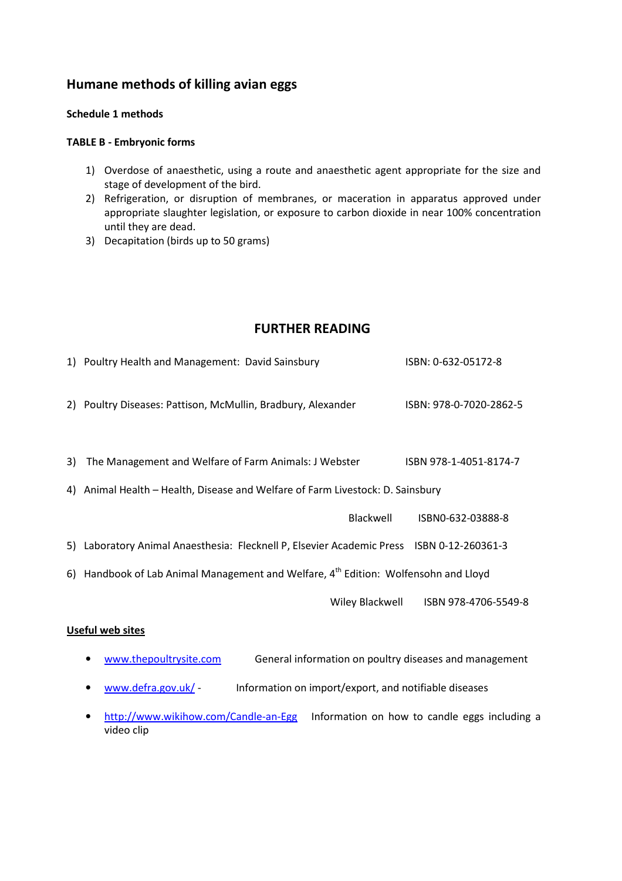## Humane methods of killing avian eggs

**Schedule 1 methods**

**TABLE B - Embryonic forms**

1) Overdose of anaesthetic, using a route and anaesthetic agent appropriate for the size and stage of development of the bird.
2) Refrigeration, or disruption of membranes, or maceration in apparatus approved under appropriate slaughter legislation, or exposure to carbon dioxide in near 100% concentration until they are dead.
3) Decapitation (birds up to 50 grams)

## FURTHER READING

1) Poultry Health and Management: David Sainsbury ISBN: 0-632-05172-8
2) Poultry Diseases: Pattison, McMullin, Bradbury, Alexander ISBN: 978-0-7020-2862-5
3) The Management and Welfare of Farm Animals: J Webster ISBN 978-1-4051-8174-7
4) Animal Health – Health, Disease and Welfare of Farm Livestock: D. Sainsbury Blackwell ISBN0-632-03888-8
5) Laboratory Animal Anaesthesia: Flecknell P, Elsevier Academic Press ISBN 0-12-260361-3
6) Handbook of Lab Animal Management and Welfare, 4th Edition: Wolfensohn and Lloyd Wiley Blackwell ISBN 978-4706-5549-8

**Useful web sites**

- www.thepoultrysite.com General information on poultry diseases and management
- www.defra.gov.uk/ - Information on import/export, and notifiable diseases
- http://www.wikihow.com/Candle-an-Egg Information on how to candle eggs including a video clip